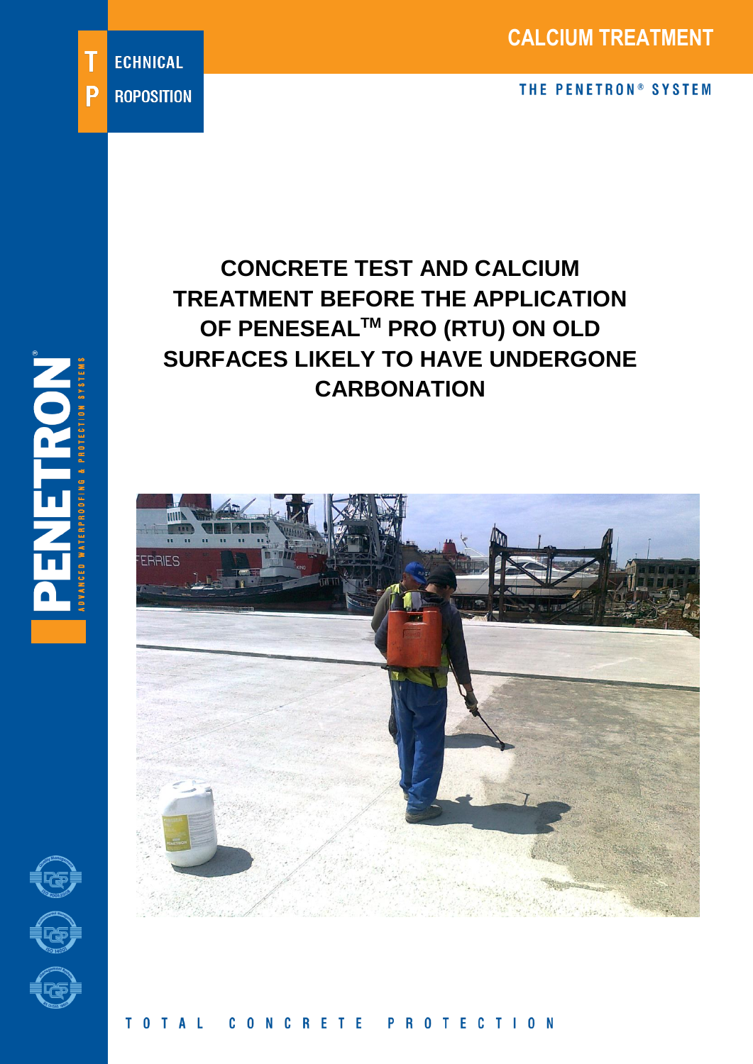TECHNICAL PROPOSITION

# CALCIUM TREATMENT

THE PENETRON® SYSTEM

# CONCRETE TEST AND CALCIUM TREATMENT BEFORE THE APPLICATION OF PENESEAL™ PRO (RTU) ON OLD SURFACES LIKELY TO HAVE UNDERGONE CARBONATION

PENETRON® ADVANCED WATERPROOFING & PROTECTION SYSTEMS

TOTAL CONCRETE PROTECTION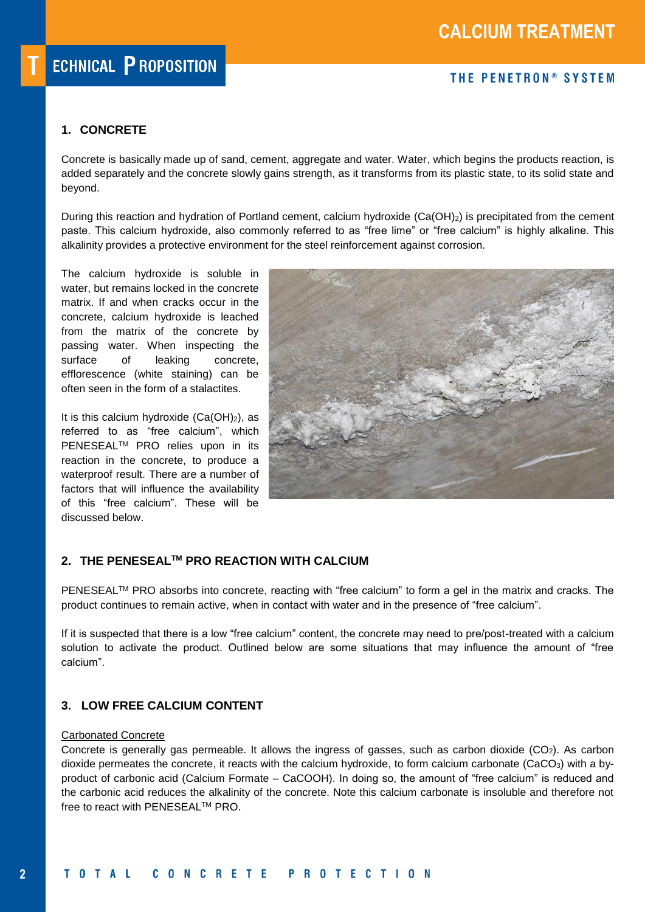## 1. CONCRETE

Concrete is basically made up of sand, cement, aggregate and water. Water, which begins the products reaction, is added separately and the concrete slowly gains strength, as it transforms from its plastic state, to its solid state and beyond.

During this reaction and hydration of Portland cement, calcium hydroxide ($Ca(OH)_2$) is precipitated from the cement paste. This calcium hydroxide, also commonly referred to as “free lime” or “free calcium” is highly alkaline. This alkalinity provides a protective environment for the steel reinforcement against corrosion.

The calcium hydroxide is soluble in water, but remains locked in the concrete matrix. If and when cracks occur in the concrete, calcium hydroxide is leached from the matrix of the concrete by passing water. When inspecting the surface of leaking concrete, efflorescence (white staining) can be often seen in the form of a stalactites.

It is this calcium hydroxide ($Ca(OH)_2$), as referred to as “free calcium”, which PENESEAL™ PRO relies upon in its reaction in the concrete, to produce a waterproof result. There are a number of factors that will influence the availability of this “free calcium”. These will be discussed below.

## 2. THE PENESEAL™ PRO REACTION WITH CALCIUM

PENESEAL™ PRO absorbs into concrete, reacting with “free calcium” to form a gel in the matrix and cracks. The product continues to remain active, when in contact with water and in the presence of “free calcium”.

If it is suspected that there is a low “free calcium” content, the concrete may need to pre/post-treated with a calcium solution to activate the product. Outlined below are some situations that may influence the amount of “free calcium”.

## 3. LOW FREE CALCIUM CONTENT

Carbonated Concrete

Concrete is generally gas permeable. It allows the ingress of gasses, such as carbon dioxide ($CO_2$). As carbon dioxide permeates the concrete, it reacts with the calcium hydroxide, to form calcium carbonate ($CaCO_3$) with a by-product of carbonic acid (Calcium Formate – CaCOOH). In doing so, the amount of “free calcium” is reduced and the carbonic acid reduces the alkalinity of the concrete. Note this calcium carbonate is insoluble and therefore not free to react with PENESEAL™ PRO.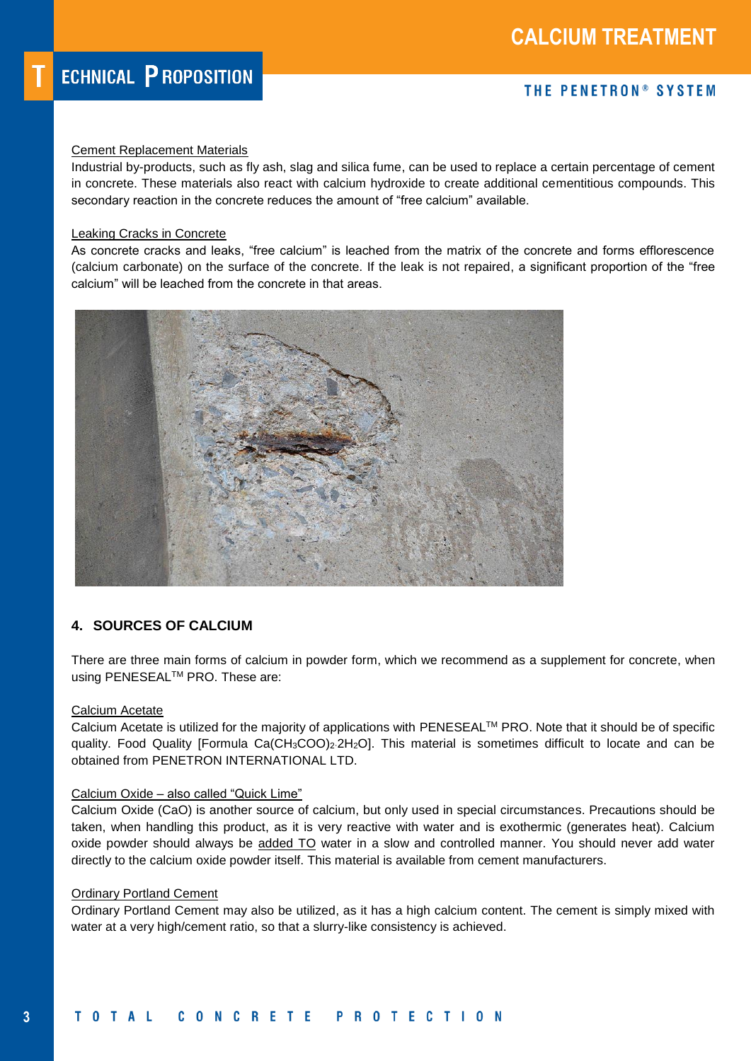Cement Replacement Materials

Industrial by-products, such as fly ash, slag and silica fume, can be used to replace a certain percentage of cement in concrete. These materials also react with calcium hydroxide to create additional cementitious compounds. This secondary reaction in the concrete reduces the amount of "free calcium" available.

Leaking Cracks in Concrete

As concrete cracks and leaks, "free calcium" is leached from the matrix of the concrete and forms efflorescence (calcium carbonate) on the surface of the concrete. If the leak is not repaired, a significant proportion of the "free calcium" will be leached from the concrete in that areas.

## 4. SOURCES OF CALCIUM

There are three main forms of calcium in powder form, which we recommend as a supplement for concrete, when using PENESEAL™ PRO. These are:

Calcium Acetate

Calcium Acetate is utilized for the majority of applications with PENESEAL™ PRO. Note that it should be of specific quality. Food Quality [Formula $Ca(CH_3COO)_2 \cdot 2H_2O$]. This material is sometimes difficult to locate and can be obtained from PENETRON INTERNATIONAL LTD.

Calcium Oxide – also called "Quick Lime"

Calcium Oxide ($CaO$) is another source of calcium, but only used in special circumstances. Precautions should be taken, when handling this product, as it is very reactive with water and is exothermic (generates heat). Calcium oxide powder should always be added TO water in a slow and controlled manner. You should never add water directly to the calcium oxide powder itself. This material is available from cement manufacturers.

Ordinary Portland Cement

Ordinary Portland Cement may also be utilized, as it has a high calcium content. The cement is simply mixed with water at a very high/cement ratio, so that a slurry-like consistency is achieved.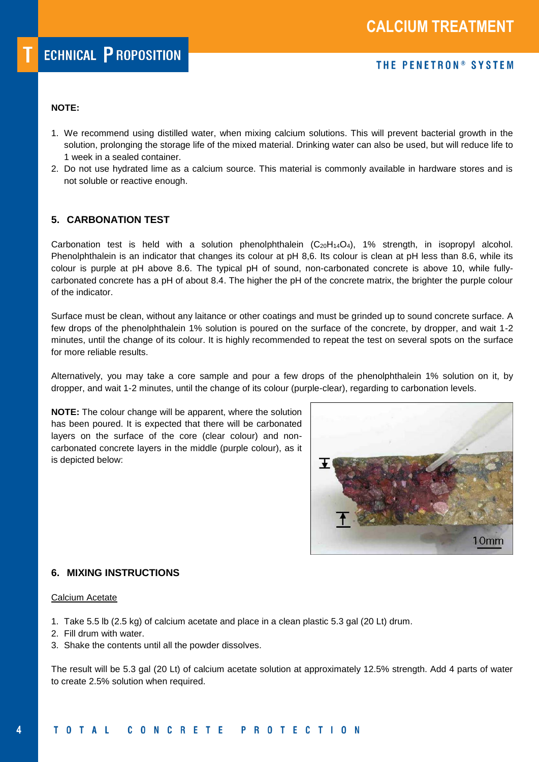**NOTE:**

1. We recommend using distilled water, when mixing calcium solutions. This will prevent bacterial growth in the solution, prolonging the storage life of the mixed material. Drinking water can also be used, but will reduce life to 1 week in a sealed container.
2. Do not use hydrated lime as a calcium source. This material is commonly available in hardware stores and is not soluble or reactive enough.

## 5. CARBONATION TEST

Carbonation test is held with a solution phenolphthalein ($C_{20}H_{14}O_4$), 1% strength, in isopropyl alcohol. Phenolphthalein is an indicator that changes its colour at pH 8,6. Its colour is clean at pH less than 8.6, while its colour is purple at pH above 8.6. The typical pH of sound, non-carbonated concrete is above 10, while fully-carbonated concrete has a pH of about 8.4. The higher the pH of the concrete matrix, the brighter the purple colour of the indicator.

Surface must be clean, without any laitance or other coatings and must be grinded up to sound concrete surface. A few drops of the phenolphthalein 1% solution is poured on the surface of the concrete, by dropper, and wait 1-2 minutes, until the change of its colour. It is highly recommended to repeat the test on several spots on the surface for more reliable results.

Alternatively, you may take a core sample and pour a few drops of the phenolphthalein 1% solution on it, by dropper, and wait 1-2 minutes, until the change of its colour (purple-clear), regarding to carbonation levels.

**NOTE:** The colour change will be apparent, where the solution has been poured. It is expected that there will be carbonated layers on the surface of the core (clear colour) and non-carbonated concrete layers in the middle (purple colour), as it is depicted below:

## 6. MIXING INSTRUCTIONS

Calcium Acetate

1. Take 5.5 lb (2.5 kg) of calcium acetate and place in a clean plastic 5.3 gal (20 Lt) drum.
2. Fill drum with water.
3. Shake the contents until all the powder dissolves.

The result will be 5.3 gal (20 Lt) of calcium acetate solution at approximately 12.5% strength. Add 4 parts of water to create 2.5% solution when required.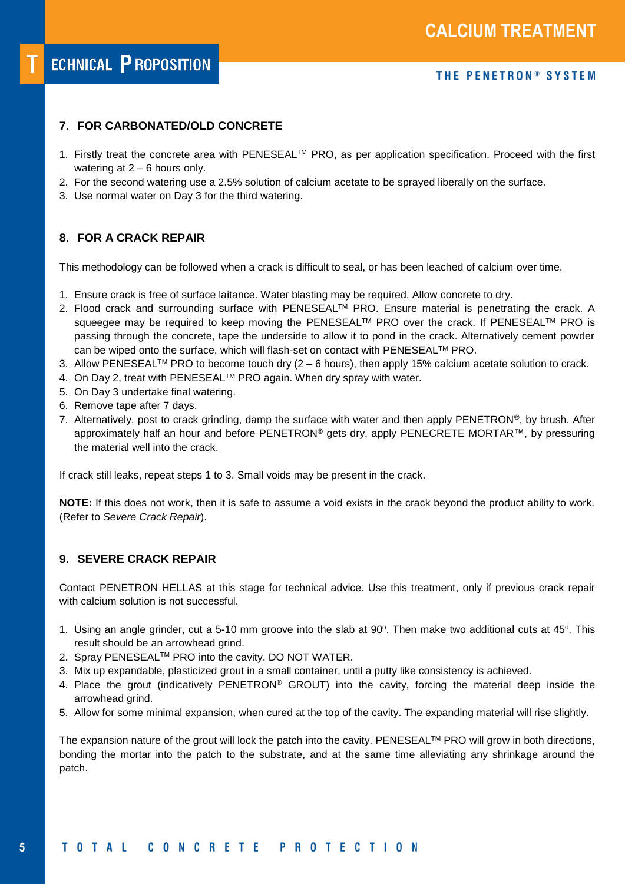## 7. FOR CARBONATED/OLD CONCRETE

1. Firstly treat the concrete area with PENESEAL™ PRO, as per application specification. Proceed with the first watering at 2 – 6 hours only.
2. For the second watering use a 2.5% solution of calcium acetate to be sprayed liberally on the surface.
3. Use normal water on Day 3 for the third watering.

## 8. FOR A CRACK REPAIR

This methodology can be followed when a crack is difficult to seal, or has been leached of calcium over time.

1. Ensure crack is free of surface laitance. Water blasting may be required. Allow concrete to dry.
2. Flood crack and surrounding surface with PENESEAL™ PRO. Ensure material is penetrating the crack. A squeegee may be required to keep moving the PENESEAL™ PRO over the crack. If PENESEAL™ PRO is passing through the concrete, tape the underside to allow it to pond in the crack. Alternatively cement powder can be wiped onto the surface, which will flash-set on contact with PENESEAL™ PRO.
3. Allow PENESEAL™ PRO to become touch dry (2 – 6 hours), then apply 15% calcium acetate solution to crack.
4. On Day 2, treat with PENESEAL™ PRO again. When dry spray with water.
5. On Day 3 undertake final watering.
6. Remove tape after 7 days.
7. Alternatively, post to crack grinding, damp the surface with water and then apply PENETRON®, by brush. After approximately half an hour and before PENETRON® gets dry, apply PENECRETE MORTAR™, by pressuring the material well into the crack.

If crack still leaks, repeat steps 1 to 3. Small voids may be present in the crack.

**NOTE:** If this does not work, then it is safe to assume a void exists in the crack beyond the product ability to work. (Refer to *Severe Crack Repair*).

## 9. SEVERE CRACK REPAIR

Contact PENETRON HELLAS at this stage for technical advice. Use this treatment, only if previous crack repair with calcium solution is not successful.

1. Using an angle grinder, cut a 5-10 mm groove into the slab at 90º. Then make two additional cuts at 45º. This result should be an arrowhead grind.
2. Spray PENESEAL™ PRO into the cavity. DO NOT WATER.
3. Mix up expandable, plasticized grout in a small container, until a putty like consistency is achieved.
4. Place the grout (indicatively PENETRON® GROUT) into the cavity, forcing the material deep inside the arrowhead grind.
5. Allow for some minimal expansion, when cured at the top of the cavity. The expanding material will rise slightly.

The expansion nature of the grout will lock the patch into the cavity. PENESEAL™ PRO will grow in both directions, bonding the mortar into the patch to the substrate, and at the same time alleviating any shrinkage around the patch.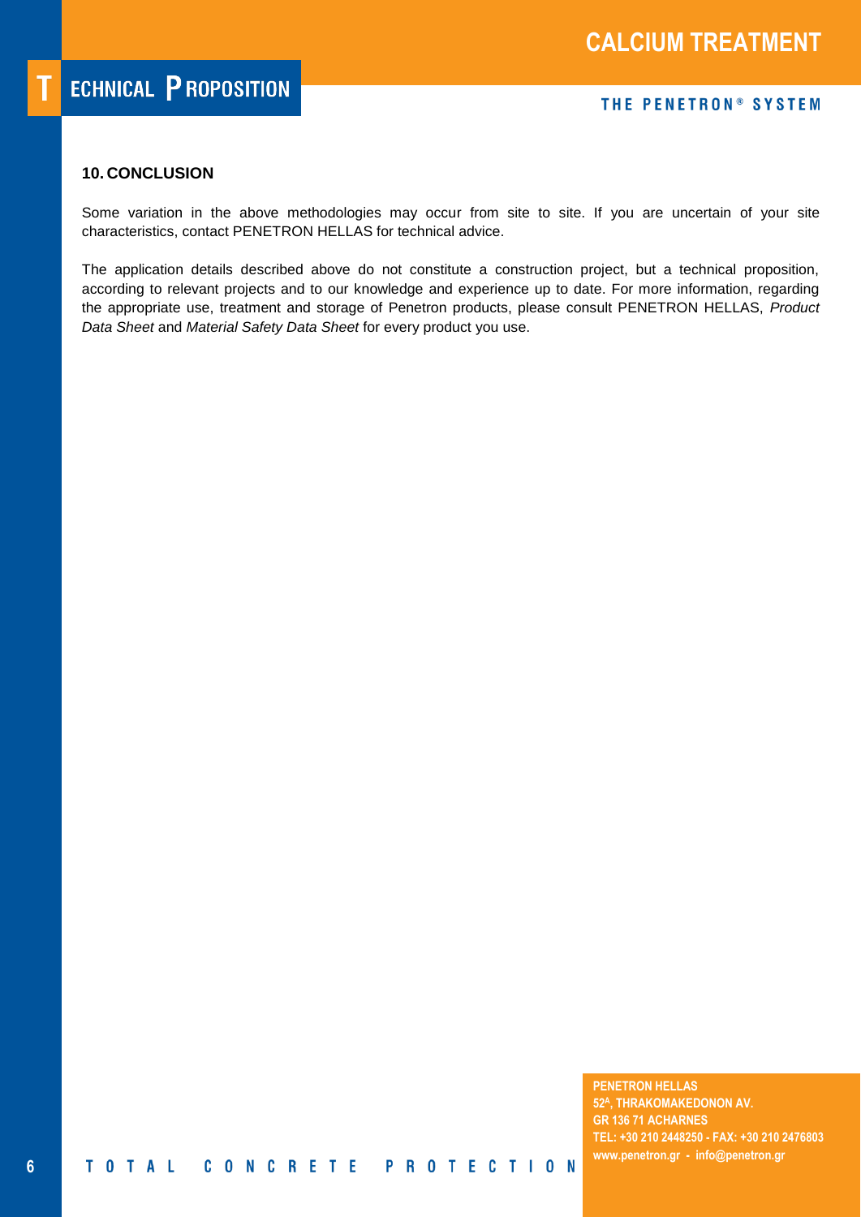## 10. CONCLUSION

Some variation in the above methodologies may occur from site to site. If you are uncertain of your site characteristics, contact PENETRON HELLAS for technical advice.

The application details described above do not constitute a construction project, but a technical proposition, according to relevant projects and to our knowledge and experience up to date. For more information, regarding the appropriate use, treatment and storage of Penetron products, please consult PENETRON HELLAS, *Product Data Sheet* and *Material Safety Data Sheet* for every product you use.

**PENETRON HELLAS**
**52A, THRAKOMAKEDONON AV.**
**GR 136 71 ACHARNES**
**TEL: +30 210 2448250 - FAX: +30 210 2476803**
**www.penetron.gr - info@penetron.gr**